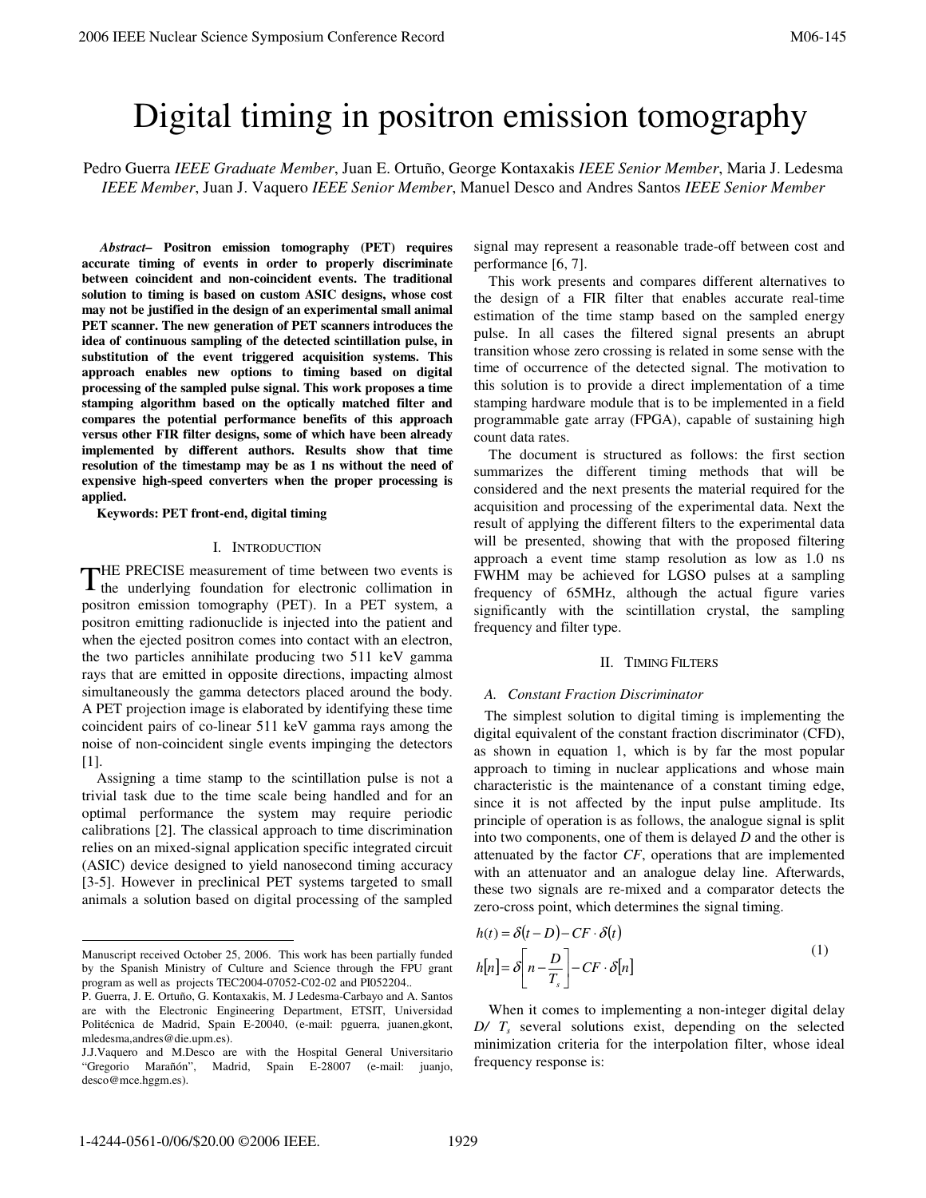# Digital timing in positron emission tomography

Pedro Guerra *IEEE Graduate Member*, Juan E. Ortuño, George Kontaxakis *IEEE Senior Member*, Maria J. Ledesma *IEEE Member*, Juan J. Vaquero *IEEE Senior Member*, Manuel Desco and Andres Santos *IEEE Senior Member*

***Abstract*– Positron emission tomography (PET) requires accurate timing of events in order to properly discriminate between coincident and non-coincident events. The traditional solution to timing is based on custom ASIC designs, whose cost may not be justified in the design of an experimental small animal PET scanner. The new generation of PET scanners introduces the idea of continuous sampling of the detected scintillation pulse, in substitution of the event triggered acquisition systems. This approach enables new options to timing based on digital processing of the sampled pulse signal. This work proposes a time stamping algorithm based on the optically matched filter and compares the potential performance benefits of this approach versus other FIR filter designs, some of which have been already implemented by different authors. Results show that time resolution of the timestamp may be as 1 ns without the need of expensive high-speed converters when the proper processing is applied.**

**Keywords: PET front-end, digital timing**

## I. Introduction

THE PRECISE measurement of time between two events is the underlying foundation for electronic collimation in positron emission tomography (PET). In a PET system, a positron emitting radionuclide is injected into the patient and when the ejected positron comes into contact with an electron, the two particles annihilate producing two 511 keV gamma rays that are emitted in opposite directions, impacting almost simultaneously the gamma detectors placed around the body. A PET projection image is elaborated by identifying these time coincident pairs of co-linear 511 keV gamma rays among the noise of non-coincident single events impinging the detectors [1].

Assigning a time stamp to the scintillation pulse is not a trivial task due to the time scale being handled and for an optimal performance the system may require periodic calibrations [2]. The classical approach to time discrimination relies on an mixed-signal application specific integrated circuit (ASIC) device designed to yield nanosecond timing accuracy [3-5]. However in preclinical PET systems targeted to small animals a solution based on digital processing of the sampled signal may represent a reasonable trade-off between cost and performance [6, 7].

This work presents and compares different alternatives to the design of a FIR filter that enables accurate real-time estimation of the time stamp based on the sampled energy pulse. In all cases the filtered signal presents an abrupt transition whose zero crossing is related in some sense with the time of occurrence of the detected signal. The motivation to this solution is to provide a direct implementation of a time stamping hardware module that is to be implemented in a field programmable gate array (FPGA), capable of sustaining high count data rates.

The document is structured as follows: the first section summarizes the different timing methods that will be considered and the next presents the material required for the acquisition and processing of the experimental data. Next the result of applying the different filters to the experimental data will be presented, showing that with the proposed filtering approach a event time stamp resolution as low as 1.0 ns FWHM may be achieved for LGSO pulses at a sampling frequency of 65MHz, although the actual figure varies significantly with the scintillation crystal, the sampling frequency and filter type.

## II. Timing Filters

### *A. Constant Fraction Discriminator*

The simplest solution to digital timing is implementing the digital equivalent of the constant fraction discriminator (CFD), as shown in equation 1, which is by far the most popular approach to timing in nuclear applications and whose main characteristic is the maintenance of a constant timing edge, since it is not affected by the input pulse amplitude. Its principle of operation is as follows, the analogue signal is split into two components, one of them is delayed *D* and the other is attenuated by the factor *CF*, operations that are implemented with an attenuator and an analogue delay line. Afterwards, these two signals are re-mixed and a comparator detects the zero-cross point, which determines the signal timing.

$$h(t) = \delta(t - D) - CF \cdot \delta(t)$$
$$h[n] = \delta\left[n - \frac{D}{T_s}\right] - CF \cdot \delta[n] \tag{1}$$

When it comes to implementing a non-integer digital delay $D/T_s$ several solutions exist, depending on the selected minimization criteria for the interpolation filter, whose ideal frequency response is:

---

Manuscript received October 25, 2006. This work has been partially funded by the Spanish Ministry of Culture and Science through the FPU grant program as well as projects TEC2004-07052-C02-02 and PI052204..

P. Guerra, J. E. Ortuño, G. Kontaxakis, M. J Ledesma-Carbayo and A. Santos are with the Electronic Engineering Department, ETSIT, Universidad Politécnica de Madrid, Spain E-20040, (e-mail: pguerra, juanen,gkont, mledesma,andres@die.upm.es).

J.J.Vaquero and M.Desco are with the Hospital General Universitario "Gregorio Marañón", Madrid, Spain E-28007 (e-mail: juanjo, desco@mce.hggm.es).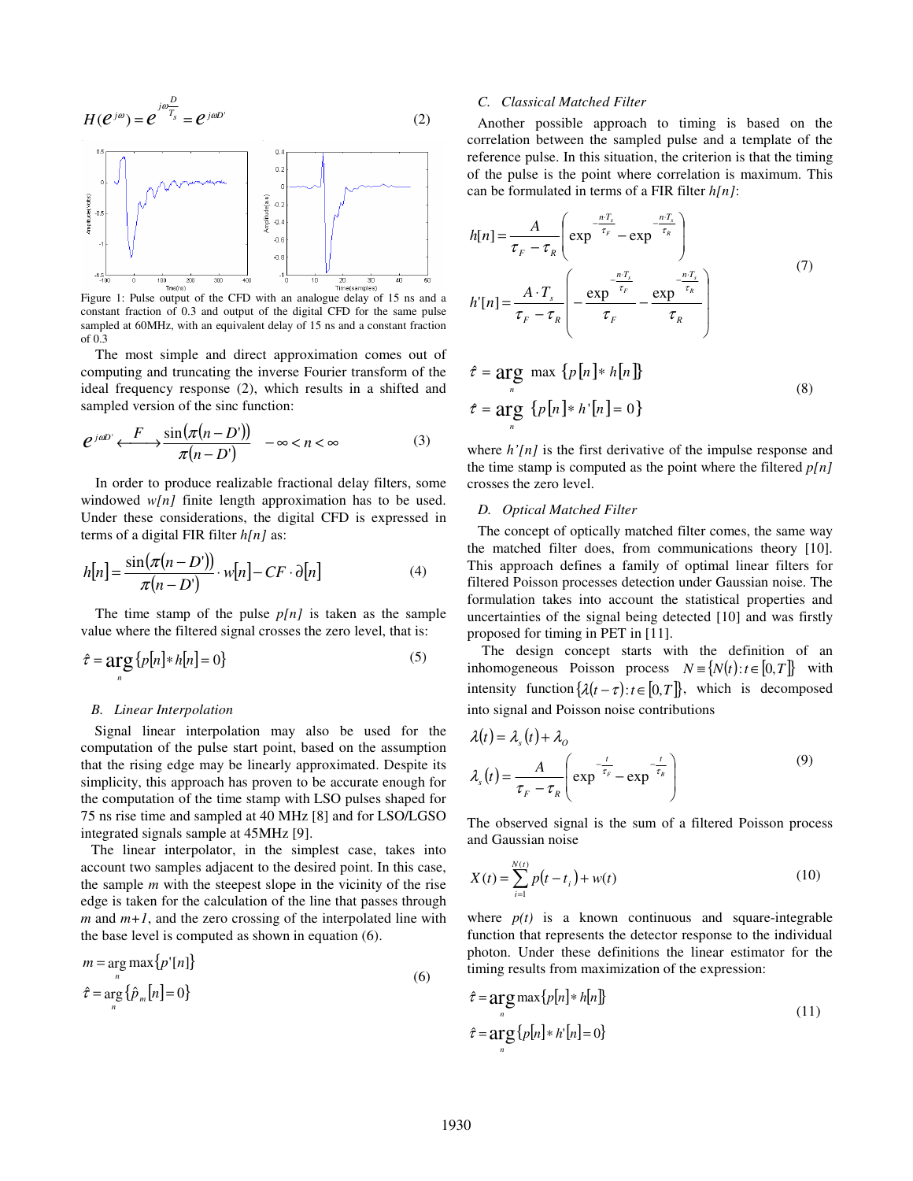$$H(e^{j\omega}) = e^{j\omega\frac{D}{T_s}} = e^{j\omega D'} \tag{2}$$

Figure 1: Pulse output of the CFD with an analogue delay of 15 ns and a constant fraction of 0.3 and output of the digital CFD for the same pulse sampled at 60MHz, with an equivalent delay of 15 ns and a constant fraction of 0.3

The most simple and direct approximation comes out of computing and truncating the inverse Fourier transform of the ideal frequency response (2), which results in a shifted and sampled version of the sinc function:

$$e^{j\omega D'} \xleftarrow{F} \frac{\sin(\pi(n-D'))}{\pi(n-D')} \quad -\infty < n < \infty \tag{3}$$

In order to produce realizable fractional delay filters, some windowed $w[n]$ finite length approximation has to be used. Under these considerations, the digital CFD is expressed in terms of a digital FIR filter $h[n]$ as:

$$h[n] = \frac{\sin(\pi(n-D'))}{\pi(n-D')} \cdot w[n] - CF \cdot \partial[n] \tag{4}$$

The time stamp of the pulse $p[n]$ is taken as the sample value where the filtered signal crosses the zero level, that is:

$$\hat{\tau} = \arg_n \{p[n] * h[n] = 0\} \tag{5}$$

### B. Linear Interpolation

Signal linear interpolation may also be used for the computation of the pulse start point, based on the assumption that the rising edge may be linearly approximated. Despite its simplicity, this approach has proven to be accurate enough for the computation of the time stamp with LSO pulses shaped for 75 ns rise time and sampled at 40 MHz [8] and for LSO/LGSO integrated signals sample at 45MHz [9].

The linear interpolator, in the simplest case, takes into account two samples adjacent to the desired point. In this case, the sample $m$ with the steepest slope in the vicinity of the rise edge is taken for the calculation of the line that passes through $m$ and $m+1$, and the zero crossing of the interpolated line with the base level is computed as shown in equation (6).

$$\begin{aligned} m &= \arg_n \max\{p'[n]\} \\ \hat{\tau} &= \arg_n \{\hat{p}_m[n] = 0\} \end{aligned} \tag{6}$$

### C. Classical Matched Filter

Another possible approach to timing is based on the correlation between the sampled pulse and a template of the reference pulse. In this situation, the criterion is that the timing of the pulse is the point where correlation is maximum. This can be formulated in terms of a FIR filter $h[n]$:

$$\begin{aligned} h[n] &= \frac{A}{\tau_F - \tau_R}\left(\exp^{-\frac{n \cdot T_s}{\tau_F}} - \exp^{-\frac{n \cdot T_s}{\tau_R}}\right) \\ h'[n] &= \frac{A \cdot T_s}{\tau_F - \tau_R}\left(-\frac{\exp^{-\frac{n \cdot T_s}{\tau_F}}}{\tau_F} - \frac{\exp^{-\frac{n \cdot T_s}{\tau_R}}}{\tau_R}\right) \end{aligned} \tag{7}$$

$$\begin{aligned} \hat{\tau} &= \arg_n \max \{p[n] * h[n]\} \\ \hat{\tau} &= \arg_n \{p[n] * h'[n] = 0\} \end{aligned} \tag{8}$$

where $h'[n]$ is the first derivative of the impulse response and the time stamp is computed as the point where the filtered $p[n]$ crosses the zero level.

### D. Optical Matched Filter

The concept of optically matched filter comes, the same way the matched filter does, from communications theory [10]. This approach defines a family of optimal linear filters for filtered Poisson processes detection under Gaussian noise. The formulation takes into account the statistical properties and uncertainties of the signal being detected [10] and was firstly proposed for timing in PET in [11].

The design concept starts with the definition of an inhomogeneous Poisson process $N \equiv \{N(t): t \in [0,T]\}$ with intensity function $\{\lambda(t-\tau): t \in [0,T]\}$, which is decomposed into signal and Poisson noise contributions

$$\begin{aligned} \lambda(t) &= \lambda_s(t) + \lambda_O \\ \lambda_s(t) &= \frac{A}{\tau_F - \tau_R}\left(\exp^{-\frac{t}{\tau_F}} - \exp^{-\frac{t}{\tau_R}}\right) \end{aligned} \tag{9}$$

The observed signal is the sum of a filtered Poisson process and Gaussian noise

$$X(t) = \sum_{i=1}^{N(t)} p(t - t_i) + w(t) \tag{10}$$

where $p(t)$ is a known continuous and square-integrable function that represents the detector response to the individual photon. Under these definitions the linear estimator for the timing results from maximization of the expression:

$$\begin{aligned} \hat{\tau} &= \arg_n \max\{p[n] * h[n]\} \\ \hat{\tau} &= \arg_n \{p[n] * h'[n] = 0\} \end{aligned} \tag{11}$$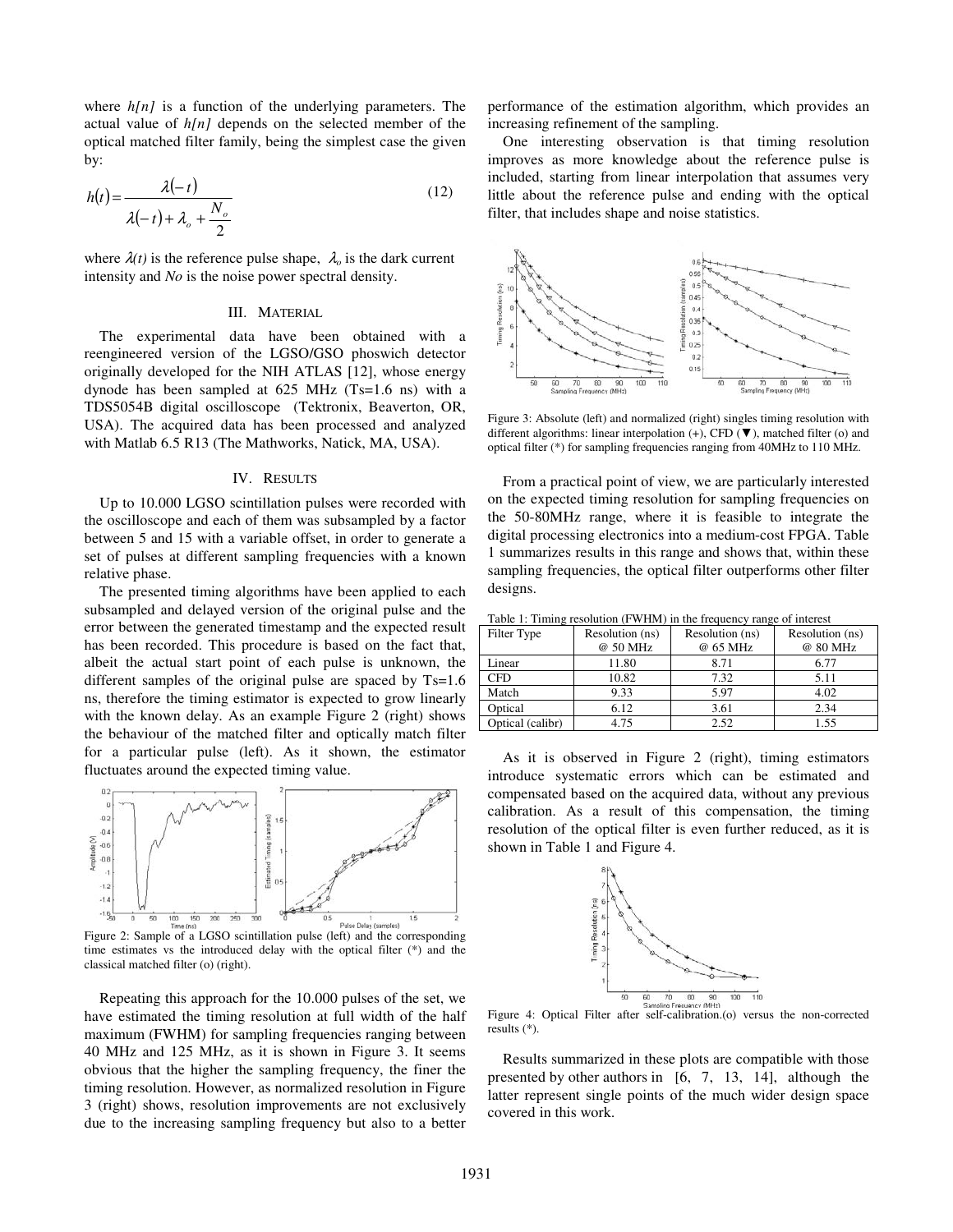where *h[n]* is a function of the underlying parameters. The actual value of *h[n]* depends on the selected member of the optical matched filter family, being the simplest case the given by:

$$h(t) = \frac{\lambda(-t)}{\lambda(-t) + \lambda_o + \frac{N_o}{2}} \tag{12}$$

where $\lambda(t)$ is the reference pulse shape, $\lambda_o$ is the dark current intensity and $No$ is the noise power spectral density.

## III. Material

The experimental data have been obtained with a reengineered version of the LGSO/GSO phoswich detector originally developed for the NIH ATLAS [12], whose energy dynode has been sampled at 625 MHz (Ts=1.6 ns) with a TDS5054B digital oscilloscope (Tektronix, Beaverton, OR, USA). The acquired data has been processed and analyzed with Matlab 6.5 R13 (The Mathworks, Natick, MA, USA).

## IV. Results

Up to 10.000 LGSO scintillation pulses were recorded with the oscilloscope and each of them was subsampled by a factor between 5 and 15 with a variable offset, in order to generate a set of pulses at different sampling frequencies with a known relative phase.

The presented timing algorithms have been applied to each subsampled and delayed version of the original pulse and the error between the generated timestamp and the expected result has been recorded. This procedure is based on the fact that, albeit the actual start point of each pulse is unknown, the different samples of the original pulse are spaced by Ts=1.6 ns, therefore the timing estimator is expected to grow linearly with the known delay. As an example Figure 2 (right) shows the behaviour of the matched filter and optically match filter for a particular pulse (left). As it shown, the estimator fluctuates around the expected timing value.

Figure 2: Sample of a LGSO scintillation pulse (left) and the corresponding time estimates vs the introduced delay with the optical filter (*) and the classical matched filter (o) (right).

Repeating this approach for the 10.000 pulses of the set, we have estimated the timing resolution at full width of the half maximum (FWHM) for sampling frequencies ranging between 40 MHz and 125 MHz, as it is shown in Figure 3. It seems obvious that the higher the sampling frequency, the finer the timing resolution. However, as normalized resolution in Figure 3 (right) shows, resolution improvements are not exclusively due to the increasing sampling frequency but also to a better performance of the estimation algorithm, which provides an increasing refinement of the sampling.

One interesting observation is that timing resolution improves as more knowledge about the reference pulse is included, starting from linear interpolation that assumes very little about the reference pulse and ending with the optical filter, that includes shape and noise statistics.

Figure 3: Absolute (left) and normalized (right) singles timing resolution with different algorithms: linear interpolation (+), CFD (▼), matched filter (o) and optical filter (*) for sampling frequencies ranging from 40MHz to 110 MHz.

From a practical point of view, we are particularly interested on the expected timing resolution for sampling frequencies on the 50-80MHz range, where it is feasible to integrate the digital processing electronics into a medium-cost FPGA. Table 1 summarizes results in this range and shows that, within these sampling frequencies, the optical filter outperforms other filter designs.

Table 1: Timing resolution (FWHM) in the frequency range of interest

| Filter Type | Resolution (ns) @ 50 MHz | Resolution (ns) @ 65 MHz | Resolution (ns) @ 80 MHz |
|---|---|---|---|
| Linear | 11.80 | 8.71 | 6.77 |
| CFD | 10.82 | 7.32 | 5.11 |
| Match | 9.33 | 5.97 | 4.02 |
| Optical | 6.12 | 3.61 | 2.34 |
| Optical (calibr) | 4.75 | 2.52 | 1.55 |

As it is observed in Figure 2 (right), timing estimators introduce systematic errors which can be estimated and compensated based on the acquired data, without any previous calibration. As a result of this compensation, the timing resolution of the optical filter is even further reduced, as it is shown in Table 1 and Figure 4.

Figure 4: Optical Filter after self-calibration.(o) versus the non-corrected results (*).

Results summarized in these plots are compatible with those presented by other authors in [6, 7, 13, 14], although the latter represent single points of the much wider design space covered in this work.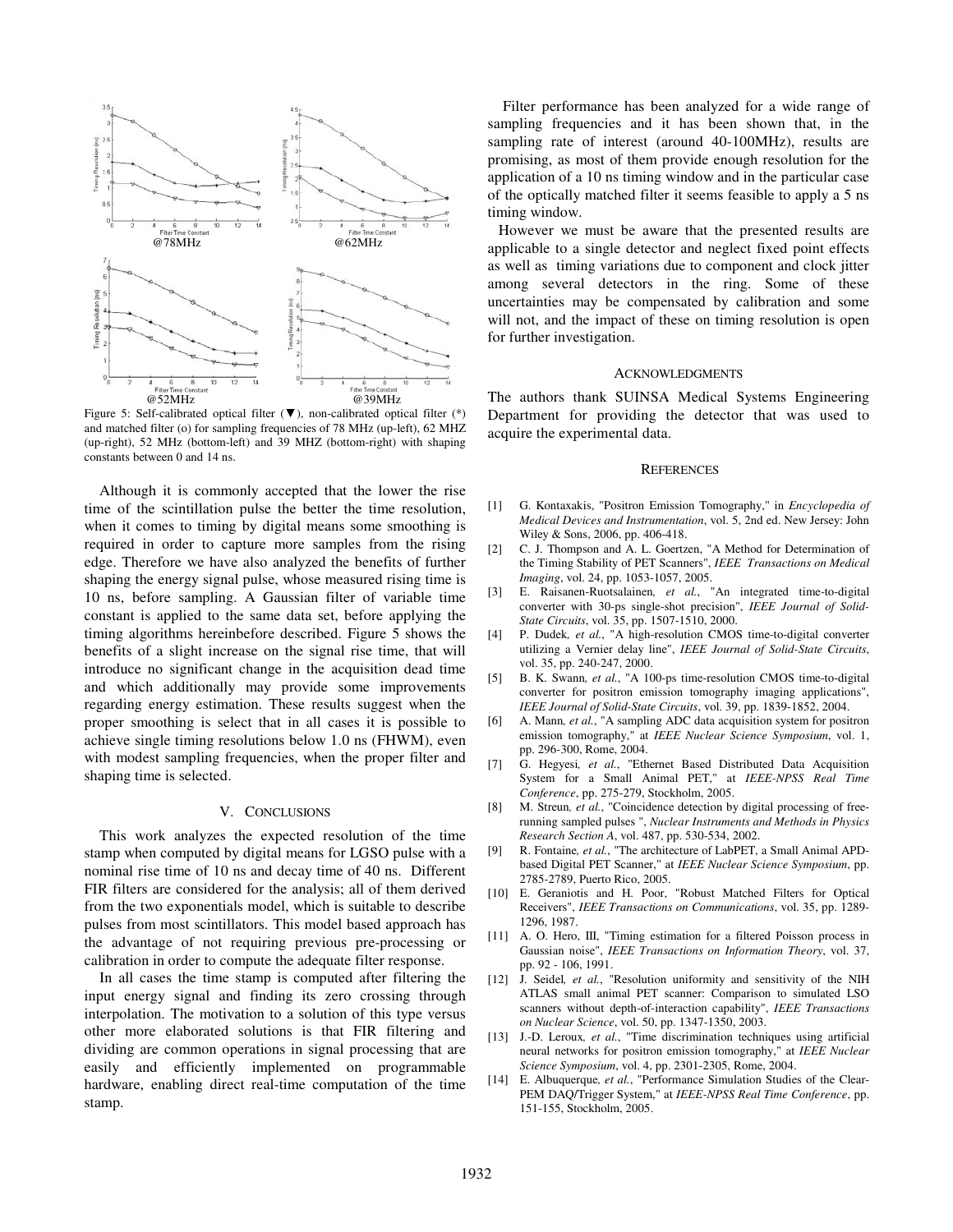Filter Time Constant

@78MHz

Filter Time Constant

@62MHz

Filter Time Constant

@52MHz

Filter Time Constant

@39MHz

Figure 5: Self-calibrated optical filter (▼), non-calibrated optical filter (*) and matched filter (o) for sampling frequencies of 78 MHz (up-left), 62 MHZ (up-right), 52 MHz (bottom-left) and 39 MHZ (bottom-right) with shaping constants between 0 and 14 ns.

Although it is commonly accepted that the lower the rise time of the scintillation pulse the better the time resolution, when it comes to timing by digital means some smoothing is required in order to capture more samples from the rising edge. Therefore we have also analyzed the benefits of further shaping the energy signal pulse, whose measured rising time is 10 ns, before sampling. A Gaussian filter of variable time constant is applied to the same data set, before applying the timing algorithms hereinbefore described. Figure 5 shows the benefits of a slight increase on the signal rise time, that will introduce no significant change in the acquisition dead time and which additionally may provide some improvements regarding energy estimation. These results suggest when the proper smoothing is select that in all cases it is possible to achieve single timing resolutions below 1.0 ns (FHWM), even with modest sampling frequencies, when the proper filter and shaping time is selected.

## V. Conclusions

This work analyzes the expected resolution of the time stamp when computed by digital means for LGSO pulse with a nominal rise time of 10 ns and decay time of 40 ns. Different FIR filters are considered for the analysis; all of them derived from the two exponentials model, which is suitable to describe pulses from most scintillators. This model based approach has the advantage of not requiring previous pre-processing or calibration in order to compute the adequate filter response.

In all cases the time stamp is computed after filtering the input energy signal and finding its zero crossing through interpolation. The motivation to a solution of this type versus other more elaborated solutions is that FIR filtering and dividing are common operations in signal processing that are easily and efficiently implemented on programmable hardware, enabling direct real-time computation of the time stamp.

Filter performance has been analyzed for a wide range of sampling frequencies and it has been shown that, in the sampling rate of interest (around 40-100MHz), results are promising, as most of them provide enough resolution for the application of a 10 ns timing window and in the particular case of the optically matched filter it seems feasible to apply a 5 ns timing window.

However we must be aware that the presented results are applicable to a single detector and neglect fixed point effects as well as timing variations due to component and clock jitter among several detectors in the ring. Some of these uncertainties may be compensated by calibration and some will not, and the impact of these on timing resolution is open for further investigation.

## Acknowledgments

The authors thank SUINSA Medical Systems Engineering Department for providing the detector that was used to acquire the experimental data.

## References

[1] G. Kontaxakis, "Positron Emission Tomography," in *Encyclopedia of Medical Devices and Instrumentation*, vol. 5, 2nd ed. New Jersey: John Wiley & Sons, 2006, pp. 406-418.

[2] C. J. Thompson and A. L. Goertzen, "A Method for Determination of the Timing Stability of PET Scanners", *IEEE Transactions on Medical Imaging*, vol. 24, pp. 1053-1057, 2005.

[3] E. Raisanen-Ruotsalainen*, et al.*, "An integrated time-to-digital converter with 30-ps single-shot precision", *IEEE Journal of Solid-State Circuits*, vol. 35, pp. 1507-1510, 2000.

[4] P. Dudek*, et al.*, "A high-resolution CMOS time-to-digital converter utilizing a Vernier delay line", *IEEE Journal of Solid-State Circuits*, vol. 35, pp. 240-247, 2000.

[5] B. K. Swann*, et al.*, "A 100-ps time-resolution CMOS time-to-digital converter for positron emission tomography imaging applications", *IEEE Journal of Solid-State Circuits*, vol. 39, pp. 1839-1852, 2004.

[6] A. Mann*, et al.*, "A sampling ADC data acquisition system for positron emission tomography," at *IEEE Nuclear Science Symposium*, vol. 1, pp. 296-300, Rome, 2004.

[7] G. Hegyesi*, et al.*, "Ethernet Based Distributed Data Acquisition System for a Small Animal PET," at *IEEE-NPSS Real Time Conference*, pp. 275-279, Stockholm, 2005.

[8] M. Streun*, et al.*, "Coincidence detection by digital processing of free-running sampled pulses ", *Nuclear Instruments and Methods in Physics Research Section A*, vol. 487, pp. 530-534, 2002.

[9] R. Fontaine*, et al.*, "The architecture of LabPET, a Small Animal APD-based Digital PET Scanner," at *IEEE Nuclear Science Symposium*, pp. 2785-2789, Puerto Rico, 2005.

[10] E. Geraniotis and H. Poor, "Robust Matched Filters for Optical Receivers", *IEEE Transactions on Communications*, vol. 35, pp. 1289-1296, 1987.

[11] A. O. Hero, III, "Timing estimation for a filtered Poisson process in Gaussian noise", *IEEE Transactions on Information Theory*, vol. 37, pp. 92 - 106, 1991.

[12] J. Seidel*, et al.*, "Resolution uniformity and sensitivity of the NIH ATLAS small animal PET scanner: Comparison to simulated LSO scanners without depth-of-interaction capability", *IEEE Transactions on Nuclear Science*, vol. 50, pp. 1347-1350, 2003.

[13] J.-D. Leroux*, et al.*, "Time discrimination techniques using artificial neural networks for positron emission tomography," at *IEEE Nuclear Science Symposium*, vol. 4, pp. 2301-2305, Rome, 2004.

[14] E. Albuquerque*, et al.*, "Performance Simulation Studies of the Clear-PEM DAQ/Trigger System," at *IEEE-NPSS Real Time Conference*, pp. 151-155, Stockholm, 2005.